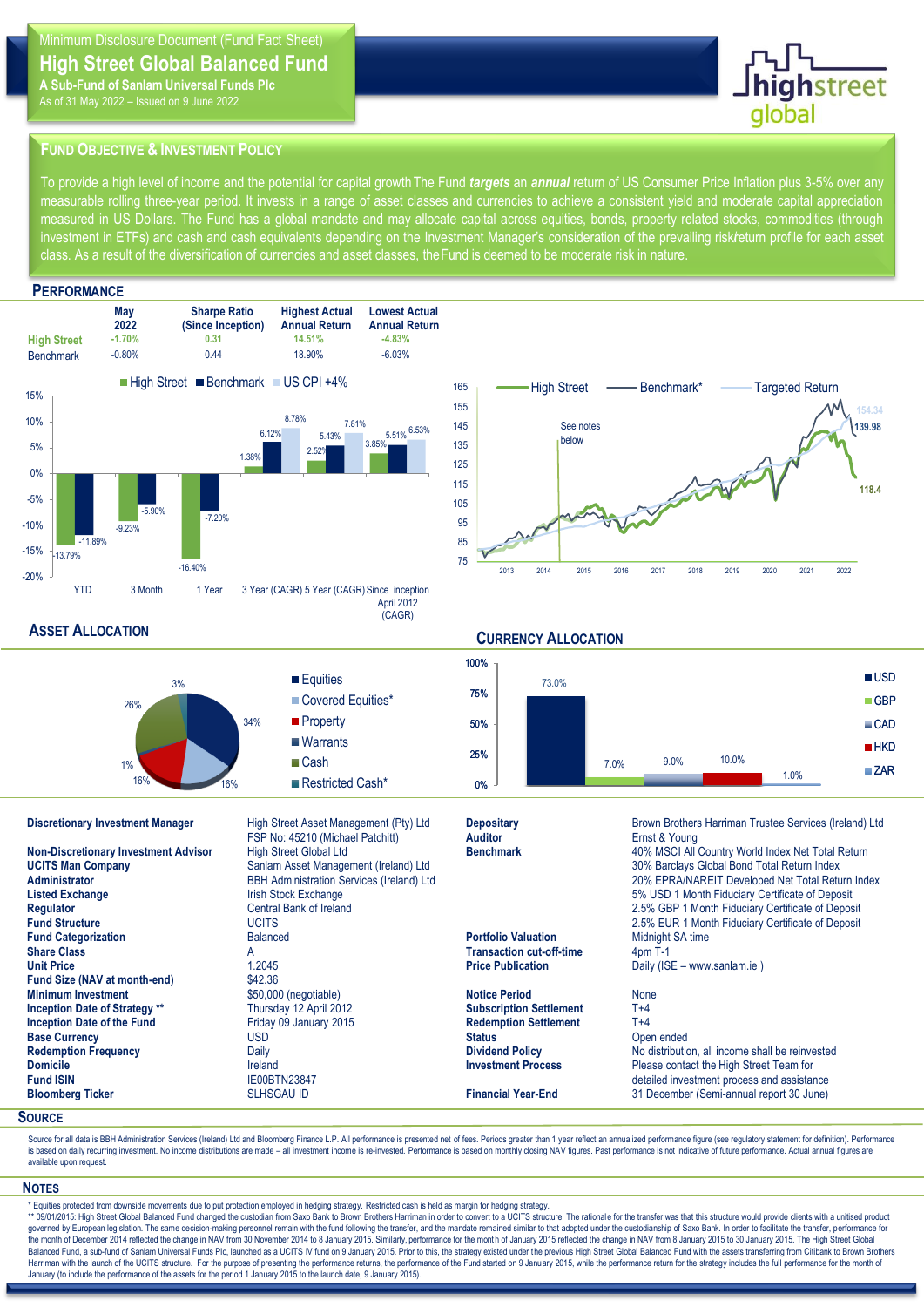Minimum Disclosure Document (Fund Fact Sheet)

# High Street Global Balanced Fund

**A Sub-Fund of Sanlam Universal Funds Plc**

As of 31 May 2022 – Issued on 9 June 2022

## Fund Objective & Investment Policy

To provide a high level of income and the potential for capital growth The Fund ***targets*** an ***annual*** return of US Consumer Price Inflation plus 3-5% over any measurable rolling three-year period. It invests in a range of asset classes and currencies to achieve a consistent yield and moderate capital appreciation measured in US Dollars. The Fund has a global mandate and may allocate capital across equities, bonds, property related stocks, commodities (through investment in ETFs) and cash and cash equivalents depending on the Investment Manager's consideration of the prevailing risk/return profile for each asset class. As a result of the diversification of currencies and asset classes, the Fund is deemed to be moderate risk in nature.

## Performance

| | May 2022 | Sharpe Ratio (Since Inception) | Highest Actual Annual Return | Lowest Actual Annual Return |
|---|---|---|---|---|
| High Street | -1.70% | 0.31 | 14.51% | -4.83% |
| Benchmark | -0.80% | 0.44 | 18.90% | -6.03% |

| | YTD | 3 Month | 1 Year | 3 Year (CAGR) | 5 Year (CAGR) | Since inception April 2012 (CAGR) |
|---|---|---|---|---|---|---|
| High Street | -13.79% | -9.23% | -16.40% | 1.38% | 2.52% | 3.85% |
| Benchmark | -11.89% | -5.90% | -7.20% | 6.12% | 5.43% | 5.51% |
| US CPI +4% | | | | 8.78% | 7.81% | 6.53% |

Growth chart (2013–2022): High Street 118.4; Benchmark* 139.98; Targeted Return 154.34. See notes below.

## Asset Allocation

| Asset | Allocation |
|---|---|
| Equities | 34% |
| Covered Equities* | 16% |
| Property | 16% |
| Warrants | 1% |
| Cash | 26% |
| Restricted Cash* | 3% |

## Currency Allocation

| Currency | Allocation |
|---|---|
| USD | 73.0% |
| GBP | 7.0% |
| CAD | 9.0% |
| HKD | 10.0% |
| ZAR | 1.0% |

## Fund Details

| | |
|---|---|
| **Discretionary Investment Manager** | High Street Asset Management (Pty) Ltd FSP No: 45210 (Michael Patchitt) |
| **Non-Discretionary Investment Advisor** | High Street Global Ltd |
| **UCITS Man Company** | Sanlam Asset Management (Ireland) Ltd |
| **Administrator** | BBH Administration Services (Ireland) Ltd |
| **Listed Exchange** | Irish Stock Exchange |
| **Regulator** | Central Bank of Ireland |
| **Fund Structure** | UCITS |
| **Fund Categorization** | Balanced |
| **Share Class** | A |
| **Unit Price** | 1.2045 |
| **Fund Size (NAV at month-end)** | $42.36 |
| **Minimum Investment** | $50,000 (negotiable) |
| **Inception Date of Strategy \*\*** | Thursday 12 April 2012 |
| **Inception Date of the Fund** | Friday 09 January 2015 |
| **Base Currency** | USD |
| **Redemption Frequency** | Daily |
| **Domicile** | Ireland |
| **Fund ISIN** | IE00BTN23847 |
| **Bloomberg Ticker** | SLHSGAU ID |
| **Depositary** | Brown Brothers Harriman Trustee Services (Ireland) Ltd |
| **Auditor** | Ernst & Young |
| **Benchmark** | 40% MSCI All Country World Index Net Total Return; 30% Barclays Global Bond Total Return Index; 20% EPRA/NAREIT Developed Net Total Return Index; 5% USD 1 Month Fiduciary Certificate of Deposit; 2.5% GBP 1 Month Fiduciary Certificate of Deposit; 2.5% EUR 1 Month Fiduciary Certificate of Deposit |
| **Portfolio Valuation** | Midnight SA time |
| **Transaction cut-off-time** | 4pm T-1 |
| **Price Publication** | Daily (ISE – www.sanlam.ie ) |
| **Notice Period** | None |
| **Subscription Settlement** | T+4 |
| **Redemption Settlement** | T+4 |
| **Status** | Open ended |
| **Dividend Policy** | No distribution, all income shall be reinvested |
| **Investment Process** | Please contact the High Street Team for detailed investment process and assistance |
| **Financial Year-End** | 31 December (Semi-annual report 30 June) |

## Source

Source for all data is BBH Administration Services (Ireland) Ltd and Bloomberg Finance L.P. All performance is presented net of fees. Periods greater than 1 year reflect an annualized performance figure (see regulatory statement for definition). Performance is based on daily recurring investment. No income distributions are made – all investment income is re-invested. Performance is based on monthly closing NAV figures. Past performance is not indicative of future performance. Actual annual figures are available upon request.

## Notes

\* Equities protected from downside movements due to put protection employed in hedging strategy. Restricted cash is held as margin for hedging strategy.

\*\* 09/01/2015: High Street Global Balanced Fund changed the custodian from Saxo Bank to Brown Brothers Harriman in order to convert to a UCITS structure. The rationale for the transfer was that this structure would provide clients with a unitised product governed by European legislation. The same decision-making personnel remain with the fund following the transfer, and the mandate remained similar to that adopted under the custodianship of Saxo Bank. In order to facilitate the transfer, performance for the month of December 2014 reflected the change in NAV from 30 November 2014 to 8 January 2015. Similarly, performance for the month of January 2015 reflected the change in NAV from 8 January 2015 to 30 January 2015. The High Street Global Balanced Fund, a sub-fund of Sanlam Universal Funds Plc, launched as a UCITS IV fund on 9 January 2015. Prior to this, the strategy existed under the previous High Street Global Balanced Fund with the assets transferring from Citibank to Brown Brothers Harriman with the launch of the UCITS structure. For the purpose of presenting the performance returns, the performance of the Fund started on 9 January 2015, while the performance return for the strategy includes the full performance for the month of January (to include the performance of the assets for the period 1 January 2015 to the launch date, 9 January 2015).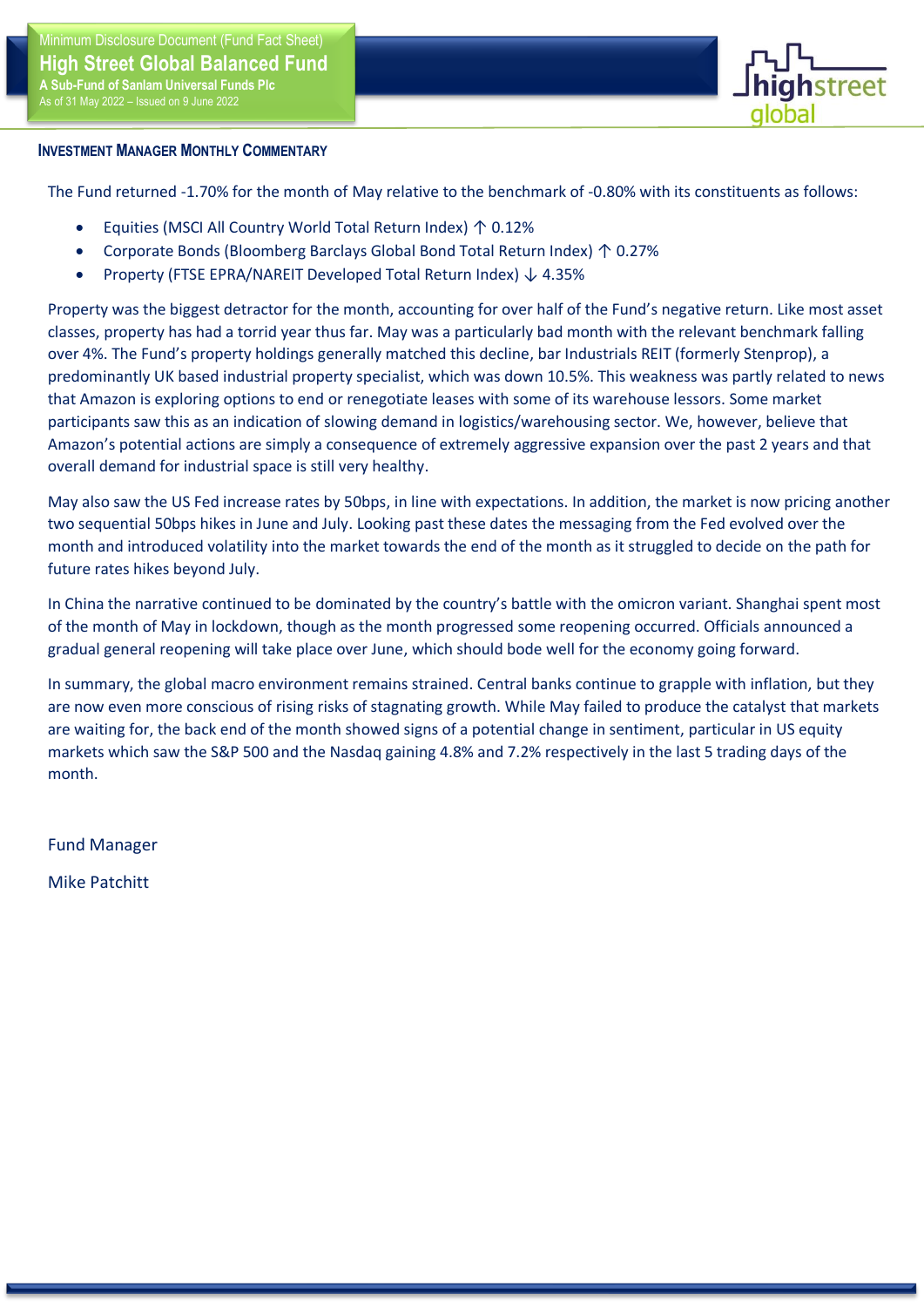## Investment Manager Monthly Commentary

The Fund returned -1.70% for the month of May relative to the benchmark of -0.80% with its constituents as follows:

- Equities (MSCI All Country World Total Return Index) ↑ 0.12%
- Corporate Bonds (Bloomberg Barclays Global Bond Total Return Index) ↑ 0.27%
- Property (FTSE EPRA/NAREIT Developed Total Return Index) ↓ 4.35%

Property was the biggest detractor for the month, accounting for over half of the Fund's negative return. Like most asset classes, property has had a torrid year thus far. May was a particularly bad month with the relevant benchmark falling over 4%. The Fund's property holdings generally matched this decline, bar Industrials REIT (formerly Stenprop), a predominantly UK based industrial property specialist, which was down 10.5%. This weakness was partly related to news that Amazon is exploring options to end or renegotiate leases with some of its warehouse lessors. Some market participants saw this as an indication of slowing demand in logistics/warehousing sector. We, however, believe that Amazon's potential actions are simply a consequence of extremely aggressive expansion over the past 2 years and that overall demand for industrial space is still very healthy.

May also saw the US Fed increase rates by 50bps, in line with expectations. In addition, the market is now pricing another two sequential 50bps hikes in June and July. Looking past these dates the messaging from the Fed evolved over the month and introduced volatility into the market towards the end of the month as it struggled to decide on the path for future rates hikes beyond July.

In China the narrative continued to be dominated by the country's battle with the omicron variant. Shanghai spent most of the month of May in lockdown, though as the month progressed some reopening occurred. Officials announced a gradual general reopening will take place over June, which should bode well for the economy going forward.

In summary, the global macro environment remains strained. Central banks continue to grapple with inflation, but they are now even more conscious of rising risks of stagnating growth. While May failed to produce the catalyst that markets are waiting for, the back end of the month showed signs of a potential change in sentiment, particular in US equity markets which saw the S&P 500 and the Nasdaq gaining 4.8% and 7.2% respectively in the last 5 trading days of the month.

Fund Manager

Mike Patchitt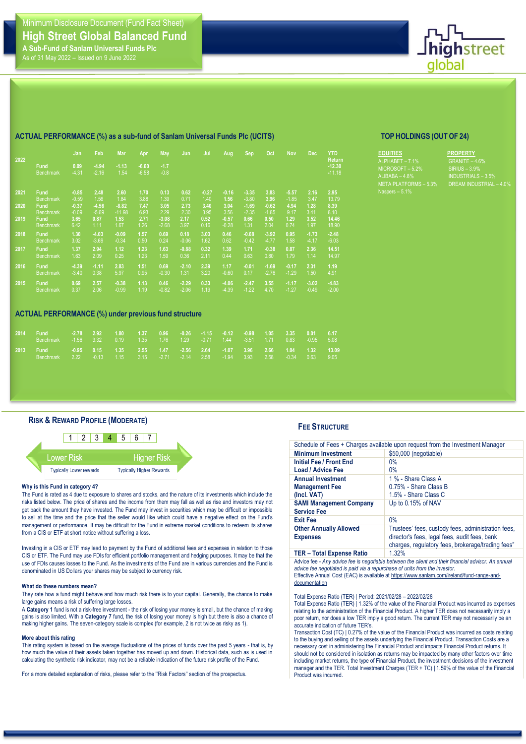Minimum Disclosure Document (Fund Fact Sheet)

# High Street Global Balanced Fund

**A Sub-Fund of Sanlam Universal Funds Plc**

As of 31 May 2022 – Issued on 9 June 2022

## ACTUAL PERFORMANCE (%) as a sub-fund of Sanlam Universal Funds Plc (UCITS)

| Year | | Jan | Feb | Mar | Apr | May | Jun | Jul | Aug | Sep | Oct | Nov | Dec | YTD Return |
|---|---|---|---|---|---|---|---|---|---|---|---|---|---|---|
| 2022 | Fund | 0.09 | -4.94 | -1.13 | -6.60 | -1.7 | | | | | | | | -12.30 |
| | Benchmark | -4.31 | -2.16 | 1.54 | -6.58 | -0.8 | | | | | | | | -11.18 |
| 2021 | Fund | -0.85 | 2.48 | 2.60 | 1.70 | 0.13 | 0.62 | -0.27 | -0.16 | -3.35 | 3.83 | -5.57 | 2.16 | 2.95 |
| | Benchmark | -0.59 | 1.56 | 1.84 | 3.88 | 1.39 | 0.71 | 1.40 | 1.56 | -3.80 | 3.96 | -1.85 | 3.47 | 13.79 |
| 2020 | Fund | -0.37 | -4.56 | -8.82 | 7.47 | 3.05 | 2.73 | 3.40 | 3.04 | -1.69 | -0.62 | 4.94 | 1.28 | 8.39 |
| | Benchmark | -0.09 | -5.69 | -11.98 | 6.93 | 2.29 | 2.30 | 3.95 | 3.56 | -2.35 | -1.85 | 9.17 | 3.41 | 8.10 |
| 2019 | Fund | 3.65 | 0.87 | 1.53 | 2.71 | -3.08 | 2.17 | 0.52 | -0.57 | 0.66 | 0.50 | 1.29 | 3.52 | 14.46 |
| | Benchmark | 6.42 | 1.11 | 1.67 | 1.26 | -2.68 | 3.97 | 0.16 | -0.28 | 1.31 | 2.04 | 0.74 | 1.97 | 18.90 |
| 2018 | Fund | 1.30 | -4.03 | -0.09 | 1.57 | 0.69 | 0.18 | 3.03 | 0.46 | -0.68 | -3.92 | 0.95 | -1.73 | -2.48 |
| | Benchmark | 3.02 | -3.69 | -0.34 | 0.50 | 0.24 | -0.06 | 1.62 | 0.62 | -0.42 | -4.77 | 1.58 | -4.17 | -6.03 |
| 2017 | Fund | 1.37 | 2.94 | 1.12 | 1.23 | 1.63 | -0.88 | 0.32 | 1.39 | 1.71 | -0.38 | 0.87 | 2.36 | 14.51 |
| | Benchmark | 1.63 | 2.09 | 0.25 | 1.23 | 1.59 | 0.36 | 2.11 | 0.44 | 0.63 | 0.80 | 1.79 | 1.14 | 14.97 |
| 2016 | Fund | -4.39 | -1.11 | 2.83 | 1.51 | 0.69 | -2.10 | 2.39 | 1.17 | -0.01 | -1.69 | -0.17 | 2.31 | 1.19 |
| | Benchmark | -3.40 | 0.38 | 5.97 | 0.95 | -0.30 | 1.31 | 3.20 | -0.60 | 0.17 | -2.76 | -1.29 | 1.50 | 4.91 |
| 2015 | Fund | 0.69 | 2.57 | -0.38 | 1.13 | 0.46 | -2.29 | 0.33 | -4.06 | -2.47 | 3.55 | -1.17 | -3.02 | -4.83 |
| | Benchmark | 0.37 | 2.06 | -0.99 | 1.19 | -0.82 | -2.06 | 1.19 | -4.39 | -1.22 | 4.70 | -1.27 | -0.49 | -2.00 |

## ACTUAL PERFORMANCE (%) under previous fund structure

| Year | | Jan | Feb | Mar | Apr | May | Jun | Jul | Aug | Sep | Oct | Nov | Dec | YTD Return |
|---|---|---|---|---|---|---|---|---|---|---|---|---|---|---|
| 2014 | Fund | -2.78 | 2.92 | 1.80 | 1.37 | 0.96 | -0.26 | -1.15 | -0.12 | -0.98 | 1.05 | 3.35 | 0.01 | 6.17 |
| | Benchmark | -1.56 | 3.32 | 0.19 | 1.35 | 1.76 | 1.29 | -0.71 | 1.44 | -3.51 | 1.71 | 0.83 | -0.95 | 5.08 |
| 2013 | Fund | -0.95 | 0.15 | 1.35 | 2.55 | 1.47 | -2.56 | 2.64 | -1.07 | 3.96 | 2.66 | 1.04 | 1.32 | 13.09 |
| | Benchmark | 2.22 | -0.13 | 1.15 | 3.15 | -2.71 | -2.14 | 2.58 | -1.94 | 3.93 | 2.58 | -0.34 | 0.63 | 9.05 |

## TOP HOLDINGS (OUT OF 24)

**EQUITIES**
- ALPHABET – 7.1%
- MICROSOFT – 5.2%
- ALIBABA – 4.8%
- META PLATFORMS – 5.3%
- Naspers – 5.1%

**PROPERTY**
- GRANITE – 4.6%
- SIRIUS – 3.9%
- INDUSTRIALS – 3.5%
- DREAM INDUSTRIAL – 4.0%

## RISK & REWARD PROFILE (MODERATE)

| 1 | 2 | 3 | **4** | 5 | 6 | 7 |
|---|---|---|---|---|---|---|

Lower Risk — Typically Lower rewards | Higher Risk — Typically Higher Rewards

**Why is this Fund in category 4?**

The Fund is rated as 4 due to exposure to shares and stocks, and the nature of its investments which include the risks listed below. The price of shares and the income from them may fall as well as rise and investors may not get back the amount they have invested. The Fund may invest in securities which may be difficult or impossible to sell at the time and the price that the seller would like which could have a negative effect on the Fund's management or performance. It may be difficult for the Fund in extreme market conditions to redeem its shares from a CIS or ETF at short notice without suffering a loss.

Investing in a CIS or ETF may lead to payment by the Fund of additional fees and expenses in relation to those CIS or ETF. The Fund may use FDIs for efficient portfolio management and hedging purposes. It may be that the use of FDIs causes losses to the Fund. As the investments of the Fund are in various currencies and the Fund is denominated in US Dollars your shares may be subject to currency risk.

**What do these numbers mean?**

They rate how a fund might behave and how much risk there is to your capital. Generally, the chance to make large gains means a risk of suffering large losses.

A **Category 1** fund is not a risk-free investment - the risk of losing your money is small, but the chance of making gains is also limited. With a **Category 7** fund, the risk of losing your money is high but there is also a chance of making higher gains. The seven-category scale is complex (for example, 2 is not twice as risky as 1).

**More about this rating**

This rating system is based on the average fluctuations of the prices of funds over the past 5 years - that is, by how much the value of their assets taken together has moved up and down. Historical data, such as is used in calculating the synthetic risk indicator, may not be a reliable indication of the future risk profile of the Fund.

For a more detailed explanation of risks, please refer to the "Risk Factors" section of the prospectus.

## FEE STRUCTURE

| Schedule of Fees + Charges available upon request from the Investment Manager | |
|---|---|
| **Minimum Investment** | $50,000 (negotiable) |
| **Initial Fee / Front End Load / Advice Fee** | 0% / 0% |
| **Annual Investment Management Fee (Incl. VAT)** | 1 % - Share Class A; 0.75% - Share Class B; 1.5% - Share Class C |
| **SAMI Management Company Service Fee** | Up to 0.15% of NAV |
| **Exit Fee** | 0% |
| **Other Annually Allowed Expenses** | Trustees' fees, custody fees, administration fees, director's fees, legal fees, audit fees, bank charges, regulatory fees, brokerage/trading fees" |
| **TER – Total Expense Ratio** | 1.32% |

Advice fee - *Any advice fee is negotiable between the client and their financial advisor. An annual advice fee negotiated is paid via a repurchase of units from the investor.*

Effective Annual Cost (EAC) is available at https://www.sanlam.com/ireland/fund-range-and-documentation

Total Expense Ratio (TER) | Period: 2021/02/28 – 2022/02/28

Total Expense Ratio (TER) | 1.32% of the value of the Financial Product was incurred as expenses relating to the administration of the Financial Product. A higher TER does not necessarily imply a poor return, nor does a low TER imply a good return. The current TER may not necessarily be an accurate indication of future TER's.

Transaction Cost (TC) | 0.27% of the value of the Financial Product was incurred as costs relating to the buying and selling of the assets underlying the Financial Product. Transaction Costs are a necessary cost in administering the Financial Product and impacts Financial Product returns. It should not be considered in isolation as returns may be impacted by many other factors over time including market returns, the type of Financial Product, the investment decisions of the investment manager and the TER. Total Investment Charges (TER + TC) | 1.59% of the value of the Financial Product was incurred.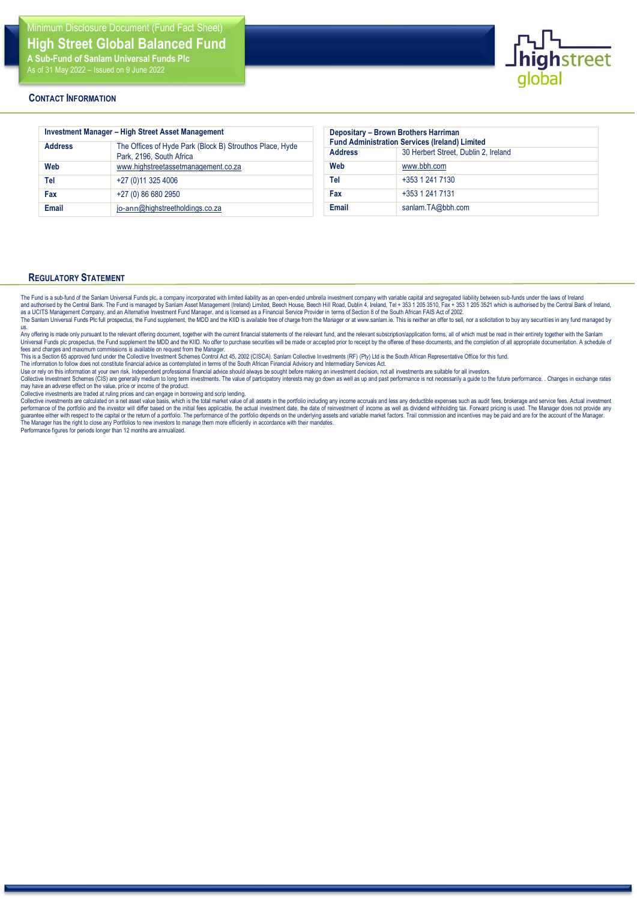Minimum Disclosure Document (Fund Fact Sheet)

# High Street Global Balanced Fund

**A Sub-Fund of Sanlam Universal Funds Plc**

As of 31 May 2022 – Issued on 9 June 2022

## Contact Information

| Investment Manager – High Street Asset Management | |
|---|---|
| **Address** | The Offices of Hyde Park (Block B) Strouthos Place, Hyde Park, 2196, South Africa |
| **Web** | www.highstreetassetmanagement.co.za |
| **Tel** | +27 (0)11 325 4006 |
| **Fax** | +27 (0) 86 680 2950 |
| **Email** | jo-ann@highstreetholdings.co.za |

| Depositary – Brown Brothers Harriman Fund Administration Services (Ireland) Limited | |
|---|---|
| **Address** | 30 Herbert Street, Dublin 2, Ireland |
| **Web** | www.bbh.com |
| **Tel** | +353 1 241 7130 |
| **Fax** | +353 1 241 7131 |
| **Email** | sanlam.TA@bbh.com |

## Regulatory Statement

The Fund is a sub-fund of the Sanlam Universal Funds plc, a company incorporated with limited liability as an open-ended umbrella investment company with variable capital and segregated liability between sub-funds under the laws of Ireland and authorised by the Central Bank. The Fund is managed by Sanlam Asset Management (Ireland) Limited, Beech House, Beech Hill Road, Dublin 4, Ireland, Tel + 353 1 205 3510, Fax + 353 1 205 3521 which is authorised by the Central Bank of Ireland, as a UCITS Management Company, and an Alternative Investment Fund Manager, and is licensed as a Financial Service Provider in terms of Section 8 of the South African FAIS Act of 2002.

The Sanlam Universal Funds Plc full prospectus, the Fund supplement, the MDD and the KIID is available free of charge from the Manager or at www.sanlam.ie. This is neither an offer to sell, nor a solicitation to buy any securities in any fund managed by us.

Any offering is made only pursuant to the relevant offering document, together with the current financial statements of the relevant fund, and the relevant subscription/application forms, all of which must be read in their entirety together with the Sanlam Universal Funds plc prospectus, the Fund supplement the MDD and the KIID. No offer to purchase securities will be made or accepted prior to receipt by the offeree of these documents, and the completion of all appropriate documentation. A schedule of fees and charges and maximum commissions is available on request from the Manager.

This is a Section 65 approved fund under the Collective Investment Schemes Control Act 45, 2002 (CISCA). Sanlam Collective Investments (RF) (Pty) Ltd is the South African Representative Office for this fund.

The information to follow does not constitute financial advice as contemplated in terms of the South African Financial Advisory and Intermediary Services Act.

Use or rely on this information at your own risk. Independent professional financial advice should always be sought before making an investment decision, not all investments are suitable for all investors.

Collective Investment Schemes (CIS) are generally medium to long term investments. The value of participatory interests may go down as well as up and past performance is not necessarily a guide to the future performance. . Changes in exchange rates may have an adverse effect on the value, price or income of the product.

Collective investments are traded at ruling prices and can engage in borrowing and scrip lending.

Collective investments are calculated on a net asset value basis, which is the total market value of all assets in the portfolio including any income accruals and less any deductible expenses such as audit fees, brokerage and service fees. Actual investment performance of the portfolio and the investor will differ based on the initial fees applicable, the actual investment date, the date of reinvestment of income as well as dividend withholding tax. Forward pricing is used. The Manager does not provide any guarantee either with respect to the capital or the return of a portfolio. The performance of the portfolio depends on the underlying assets and variable market factors. Trail commission and incentives may be paid and are for the account of the Manager.

The Manager has the right to close any Portfolios to new investors to manage them more efficiently in accordance with their mandates.

Performance figures for periods longer than 12 months are annualized.